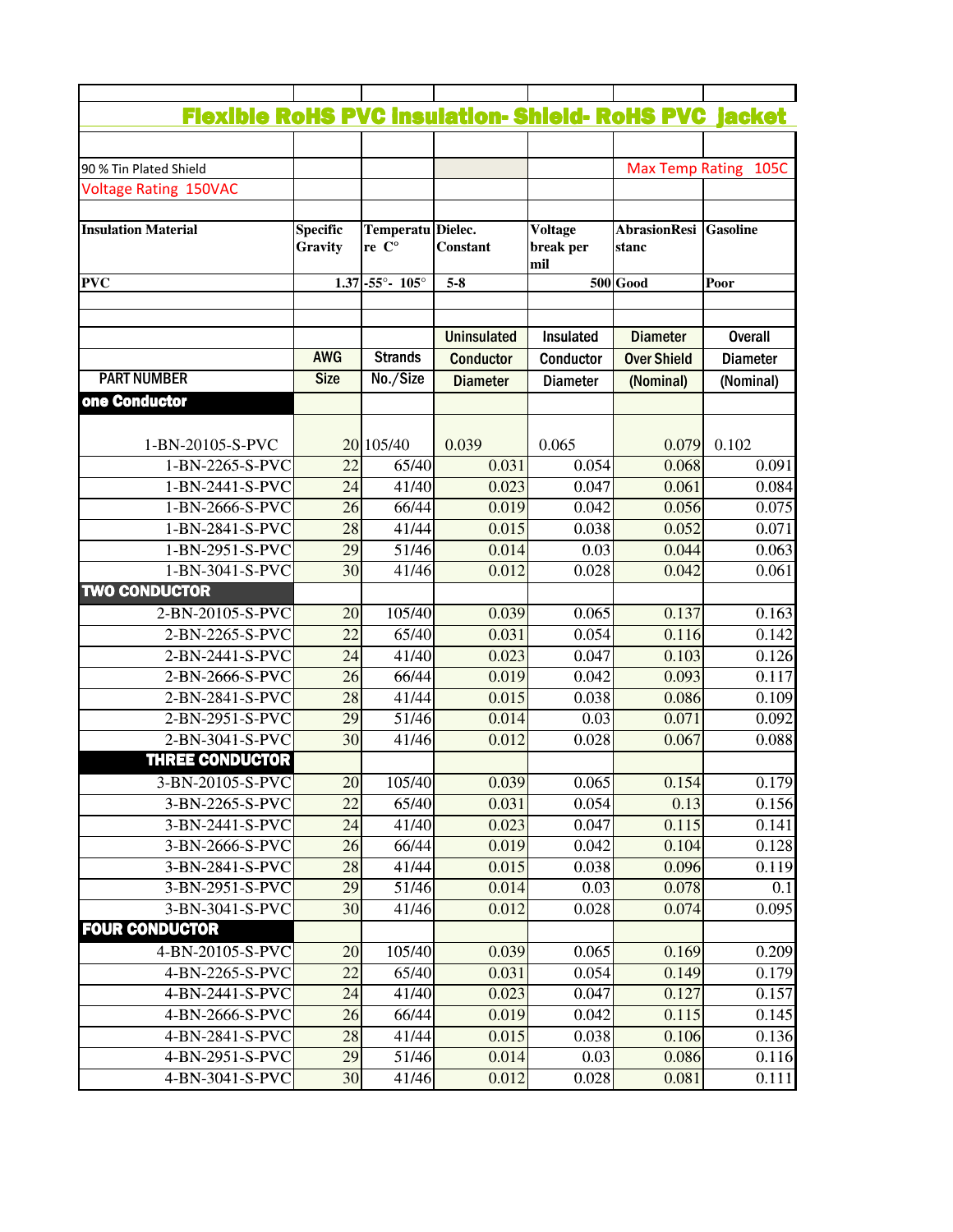# Flexible RoHS PVC Insulation- Shield- RoHS PVC Jacket

90 % Tin Plated Shield

Max Temp Rating 105C

Voltage Rating 150VAC

| Insulation Material | Specific Gravity | Temperature C° | Dielec. Constant | Voltage break per mil | AbrasionResistanc | Gasoline |
|---|---|---|---|---|---|---|
| PVC | 1.37 | -55°- 105° | 5-8 | 500 | Good | Poor |

| PART NUMBER | AWG Size | Strands No./Size | Uninsulated Conductor Diameter | Insulated Conductor Diameter | Diameter Over Shield (Nominal) | Overall Diameter (Nominal) |
|---|---|---|---|---|---|---|
| **one Conductor** | | | | | | |
| 1-BN-20105-S-PVC | 20 | 105/40 | 0.039 | 0.065 | 0.079 | 0.102 |
| 1-BN-2265-S-PVC | 22 | 65/40 | 0.031 | 0.054 | 0.068 | 0.091 |
| 1-BN-2441-S-PVC | 24 | 41/40 | 0.023 | 0.047 | 0.061 | 0.084 |
| 1-BN-2666-S-PVC | 26 | 66/44 | 0.019 | 0.042 | 0.056 | 0.075 |
| 1-BN-2841-S-PVC | 28 | 41/44 | 0.015 | 0.038 | 0.052 | 0.071 |
| 1-BN-2951-S-PVC | 29 | 51/46 | 0.014 | 0.03 | 0.044 | 0.063 |
| 1-BN-3041-S-PVC | 30 | 41/46 | 0.012 | 0.028 | 0.042 | 0.061 |
| **TWO CONDUCTOR** | | | | | | |
| 2-BN-20105-S-PVC | 20 | 105/40 | 0.039 | 0.065 | 0.137 | 0.163 |
| 2-BN-2265-S-PVC | 22 | 65/40 | 0.031 | 0.054 | 0.116 | 0.142 |
| 2-BN-2441-S-PVC | 24 | 41/40 | 0.023 | 0.047 | 0.103 | 0.126 |
| 2-BN-2666-S-PVC | 26 | 66/44 | 0.019 | 0.042 | 0.093 | 0.117 |
| 2-BN-2841-S-PVC | 28 | 41/44 | 0.015 | 0.038 | 0.086 | 0.109 |
| 2-BN-2951-S-PVC | 29 | 51/46 | 0.014 | 0.03 | 0.071 | 0.092 |
| 2-BN-3041-S-PVC | 30 | 41/46 | 0.012 | 0.028 | 0.067 | 0.088 |
| **THREE CONDUCTOR** | | | | | | |
| 3-BN-20105-S-PVC | 20 | 105/40 | 0.039 | 0.065 | 0.154 | 0.179 |
| 3-BN-2265-S-PVC | 22 | 65/40 | 0.031 | 0.054 | 0.13 | 0.156 |
| 3-BN-2441-S-PVC | 24 | 41/40 | 0.023 | 0.047 | 0.115 | 0.141 |
| 3-BN-2666-S-PVC | 26 | 66/44 | 0.019 | 0.042 | 0.104 | 0.128 |
| 3-BN-2841-S-PVC | 28 | 41/44 | 0.015 | 0.038 | 0.096 | 0.119 |
| 3-BN-2951-S-PVC | 29 | 51/46 | 0.014 | 0.03 | 0.078 | 0.1 |
| 3-BN-3041-S-PVC | 30 | 41/46 | 0.012 | 0.028 | 0.074 | 0.095 |
| **FOUR CONDUCTOR** | | | | | | |
| 4-BN-20105-S-PVC | 20 | 105/40 | 0.039 | 0.065 | 0.169 | 0.209 |
| 4-BN-2265-S-PVC | 22 | 65/40 | 0.031 | 0.054 | 0.149 | 0.179 |
| 4-BN-2441-S-PVC | 24 | 41/40 | 0.023 | 0.047 | 0.127 | 0.157 |
| 4-BN-2666-S-PVC | 26 | 66/44 | 0.019 | 0.042 | 0.115 | 0.145 |
| 4-BN-2841-S-PVC | 28 | 41/44 | 0.015 | 0.038 | 0.106 | 0.136 |
| 4-BN-2951-S-PVC | 29 | 51/46 | 0.014 | 0.03 | 0.086 | 0.116 |
| 4-BN-3041-S-PVC | 30 | 41/46 | 0.012 | 0.028 | 0.081 | 0.111 |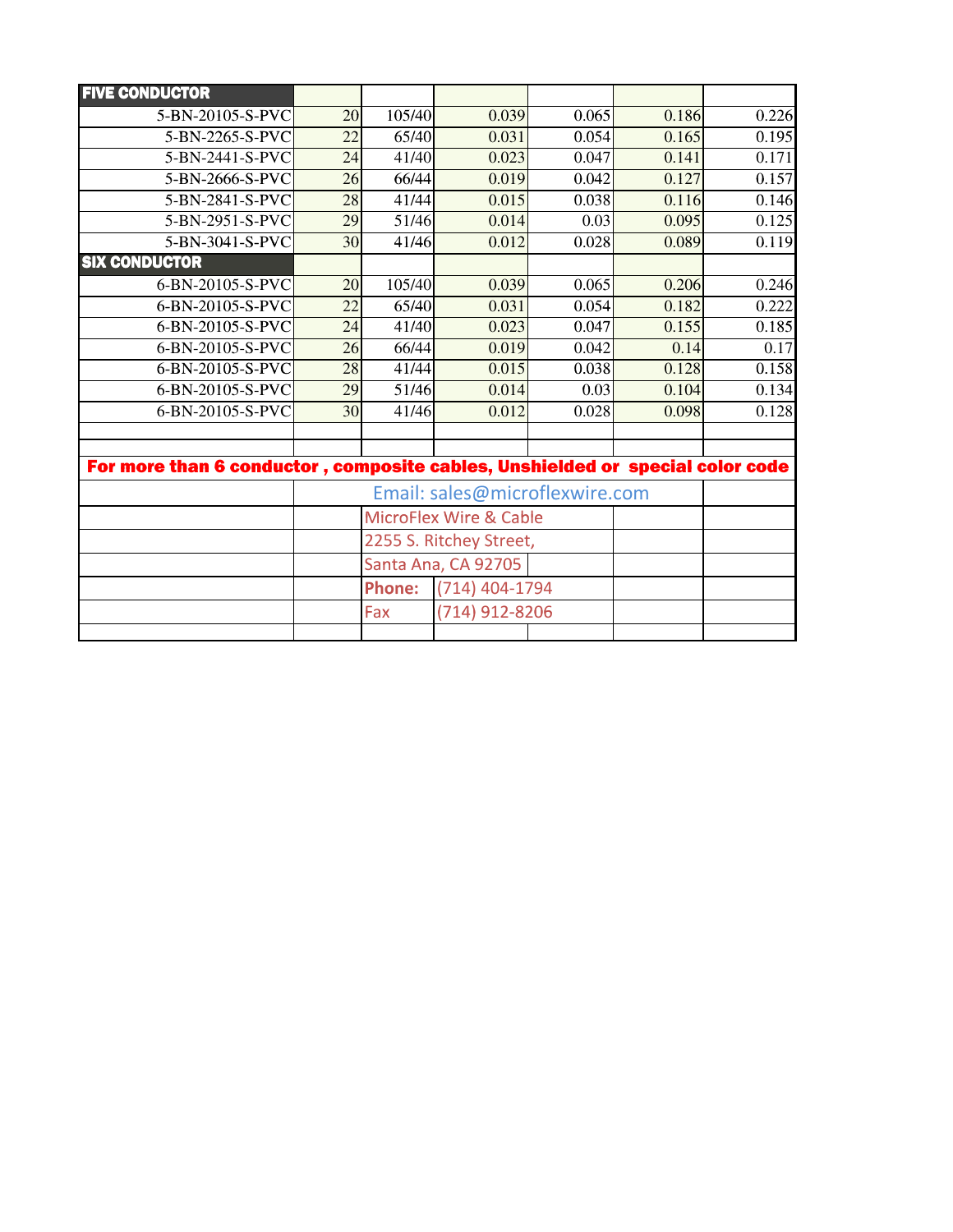| FIVE CONDUCTOR | | | | | | |
|---|---|---|---|---|---|---|
| 5-BN-20105-S-PVC | 20 | 105/40 | 0.039 | 0.065 | 0.186 | 0.226 |
| 5-BN-2265-S-PVC | 22 | 65/40 | 0.031 | 0.054 | 0.165 | 0.195 |
| 5-BN-2441-S-PVC | 24 | 41/40 | 0.023 | 0.047 | 0.141 | 0.171 |
| 5-BN-2666-S-PVC | 26 | 66/44 | 0.019 | 0.042 | 0.127 | 0.157 |
| 5-BN-2841-S-PVC | 28 | 41/44 | 0.015 | 0.038 | 0.116 | 0.146 |
| 5-BN-2951-S-PVC | 29 | 51/46 | 0.014 | 0.03 | 0.095 | 0.125 |
| 5-BN-3041-S-PVC | 30 | 41/46 | 0.012 | 0.028 | 0.089 | 0.119 |
| **SIX CONDUCTOR** | | | | | | |
| 6-BN-20105-S-PVC | 20 | 105/40 | 0.039 | 0.065 | 0.206 | 0.246 |
| 6-BN-20105-S-PVC | 22 | 65/40 | 0.031 | 0.054 | 0.182 | 0.222 |
| 6-BN-20105-S-PVC | 24 | 41/40 | 0.023 | 0.047 | 0.155 | 0.185 |
| 6-BN-20105-S-PVC | 26 | 66/44 | 0.019 | 0.042 | 0.14 | 0.17 |
| 6-BN-20105-S-PVC | 28 | 41/44 | 0.015 | 0.038 | 0.128 | 0.158 |
| 6-BN-20105-S-PVC | 29 | 51/46 | 0.014 | 0.03 | 0.104 | 0.134 |
| 6-BN-20105-S-PVC | 30 | 41/46 | 0.012 | 0.028 | 0.098 | 0.128 |

**For more than 6 conductor , composite cables, Unshielded or special color code**

Email: sales@microflexwire.com

MicroFlex Wire & Cable
2255 S. Ritchey Street,
Santa Ana, CA 92705

**Phone:** (714) 404-1794
Fax (714) 912-8206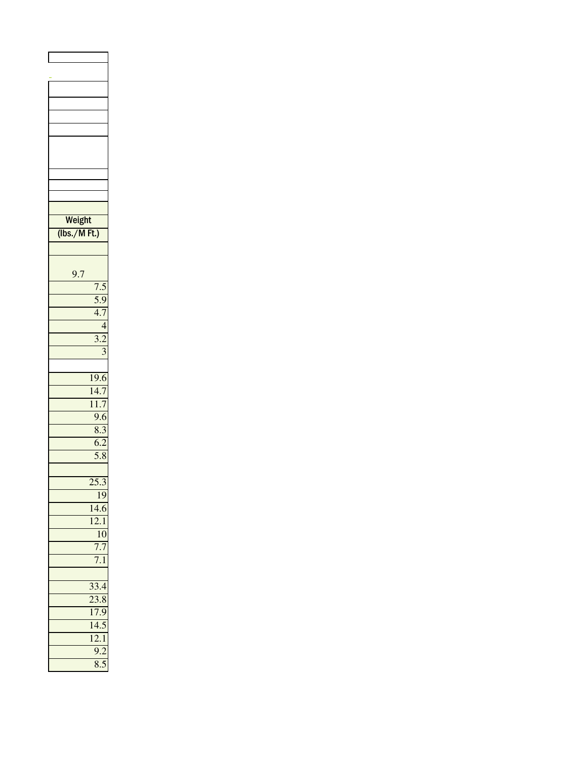| Weight (lbs./M Ft.) |
| --- |
| |
| 9.7 |
| 7.5 |
| 5.9 |
| 4.7 |
| 4 |
| 3.2 |
| 3 |
| |
| 19.6 |
| 14.7 |
| 11.7 |
| 9.6 |
| 8.3 |
| 6.2 |
| 5.8 |
| |
| 25.3 |
| 19 |
| 14.6 |
| 12.1 |
| 10 |
| 7.7 |
| 7.1 |
| |
| 33.4 |
| 23.8 |
| 17.9 |
| 14.5 |
| 12.1 |
| 9.2 |
| 8.5 |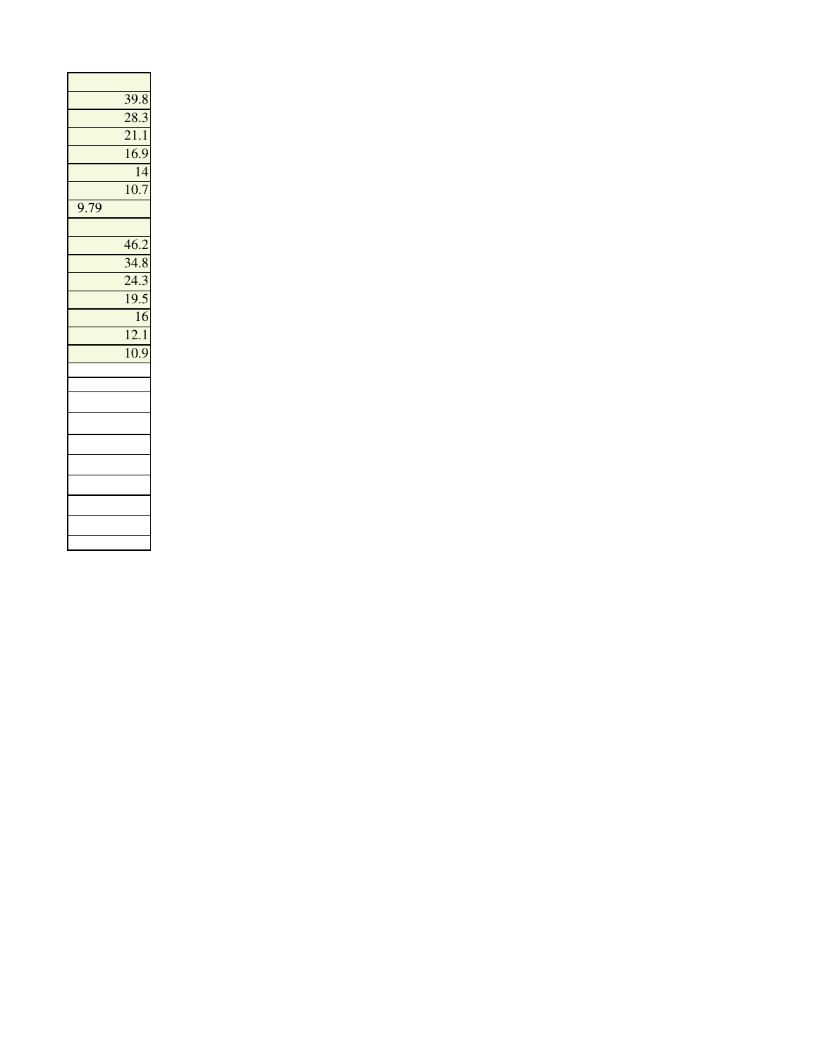| |
|---|
| |
| 39.8 |
| 28.3 |
| 21.1 |
| 16.9 |
| 14 |
| 10.7 |
| 9.79 |
| |
| 46.2 |
| 34.8 |
| 24.3 |
| 19.5 |
| 16 |
| 12.1 |
| 10.9 |
| |
| |
| |
| |
| |
| |
| |
| |
| |
| |